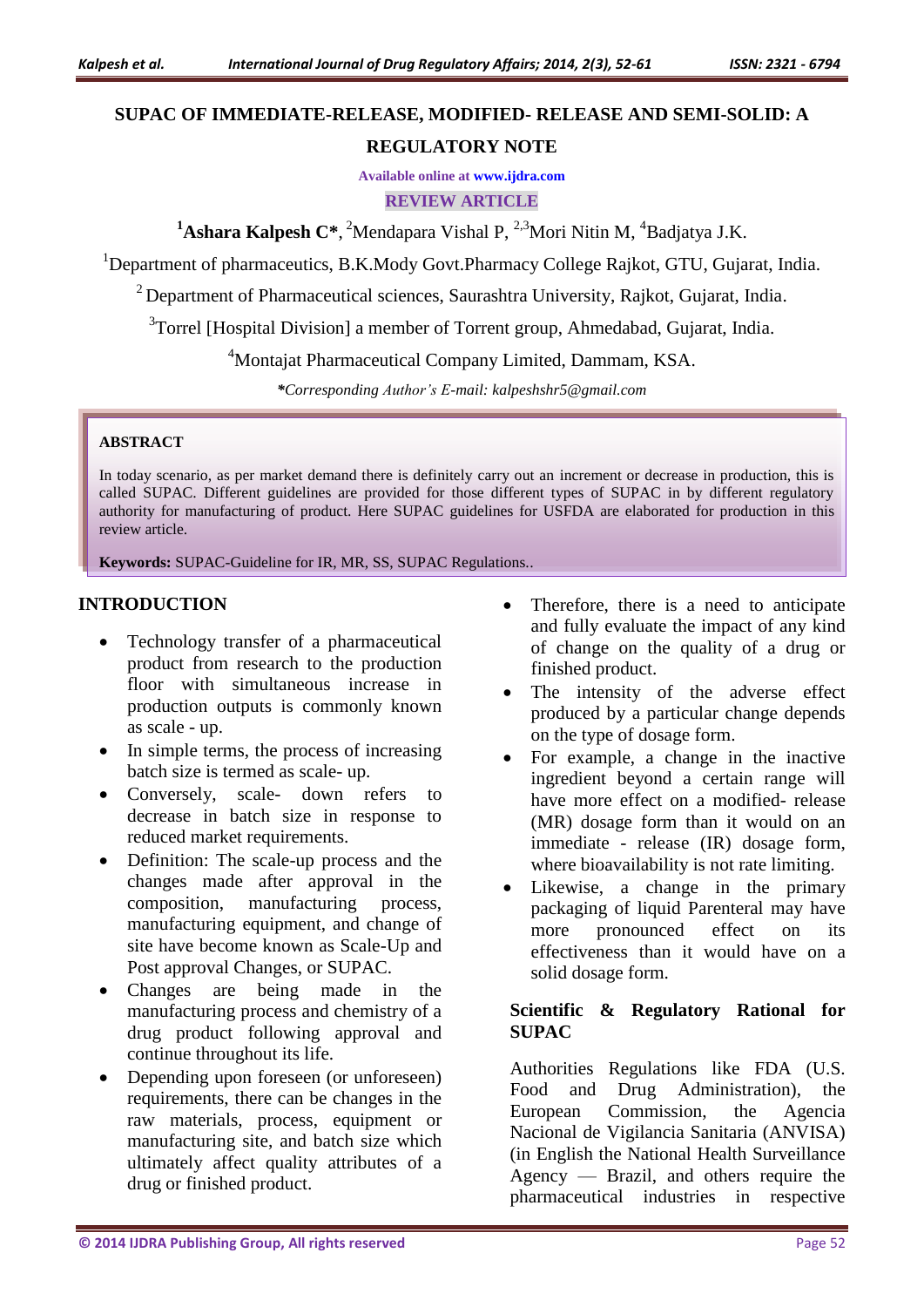# SUPAC OF IMMEDIATE-RELEASE, MODIFIED- RELEASE AND SEMI-SOLID: A REGULATORY NOTE

Available online at www.ijdra.com

REVIEW ARTICLE

[1]**Ashara Kalpesh C***, [2]Mendapara Vishal P, [2,3]Mori Nitin M, [4]Badjatya J.K.

[1]Department of pharmaceutics, B.K.Mody Govt.Pharmacy College Rajkot, GTU, Gujarat, India.

[2]Department of Pharmaceutical sciences, Saurashtra University, Rajkot, Gujarat, India.

[3]Torrel [Hospital Division] a member of Torrent group, Ahmedabad, Gujarat, India.

[4]Montajat Pharmaceutical Company Limited, Dammam, KSA.

*\*Corresponding Author's E-mail: kalpeshshr5@gmail.com*

## ABSTRACT

In today scenario, as per market demand there is definitely carry out an increment or decrease in production, this is called SUPAC. Different guidelines are provided for those different types of SUPAC in by different regulatory authority for manufacturing of product. Here SUPAC guidelines for USFDA are elaborated for production in this review article.

**Keywords:** SUPAC-Guideline for IR, MR, SS, SUPAC Regulations..

## INTRODUCTION

- Technology transfer of a pharmaceutical product from research to the production floor with simultaneous increase in production outputs is commonly known as scale - up.
- In simple terms, the process of increasing batch size is termed as scale- up.
- Conversely, scale- down refers to decrease in batch size in response to reduced market requirements.
- Definition: The scale-up process and the changes made after approval in the composition, manufacturing process, manufacturing equipment, and change of site have become known as Scale-Up and Post approval Changes, or SUPAC.
- Changes are being made in the manufacturing process and chemistry of a drug product following approval and continue throughout its life.
- Depending upon foreseen (or unforeseen) requirements, there can be changes in the raw materials, process, equipment or manufacturing site, and batch size which ultimately affect quality attributes of a drug or finished product.
- Therefore, there is a need to anticipate and fully evaluate the impact of any kind of change on the quality of a drug or finished product.
- The intensity of the adverse effect produced by a particular change depends on the type of dosage form.
- For example, a change in the inactive ingredient beyond a certain range will have more effect on a modified- release (MR) dosage form than it would on an immediate - release (IR) dosage form, where bioavailability is not rate limiting.
- Likewise, a change in the primary packaging of liquid Parenteral may have more pronounced effect on its effectiveness than it would have on a solid dosage form.

### Scientific & Regulatory Rational for SUPAC

Authorities Regulations like FDA (U.S. Food and Drug Administration), the European Commission, the Agencia Nacional de Vigilancia Sanitaria (ANVISA) (in English the National Health Surveillance Agency — Brazil, and others require the pharmaceutical industries in respective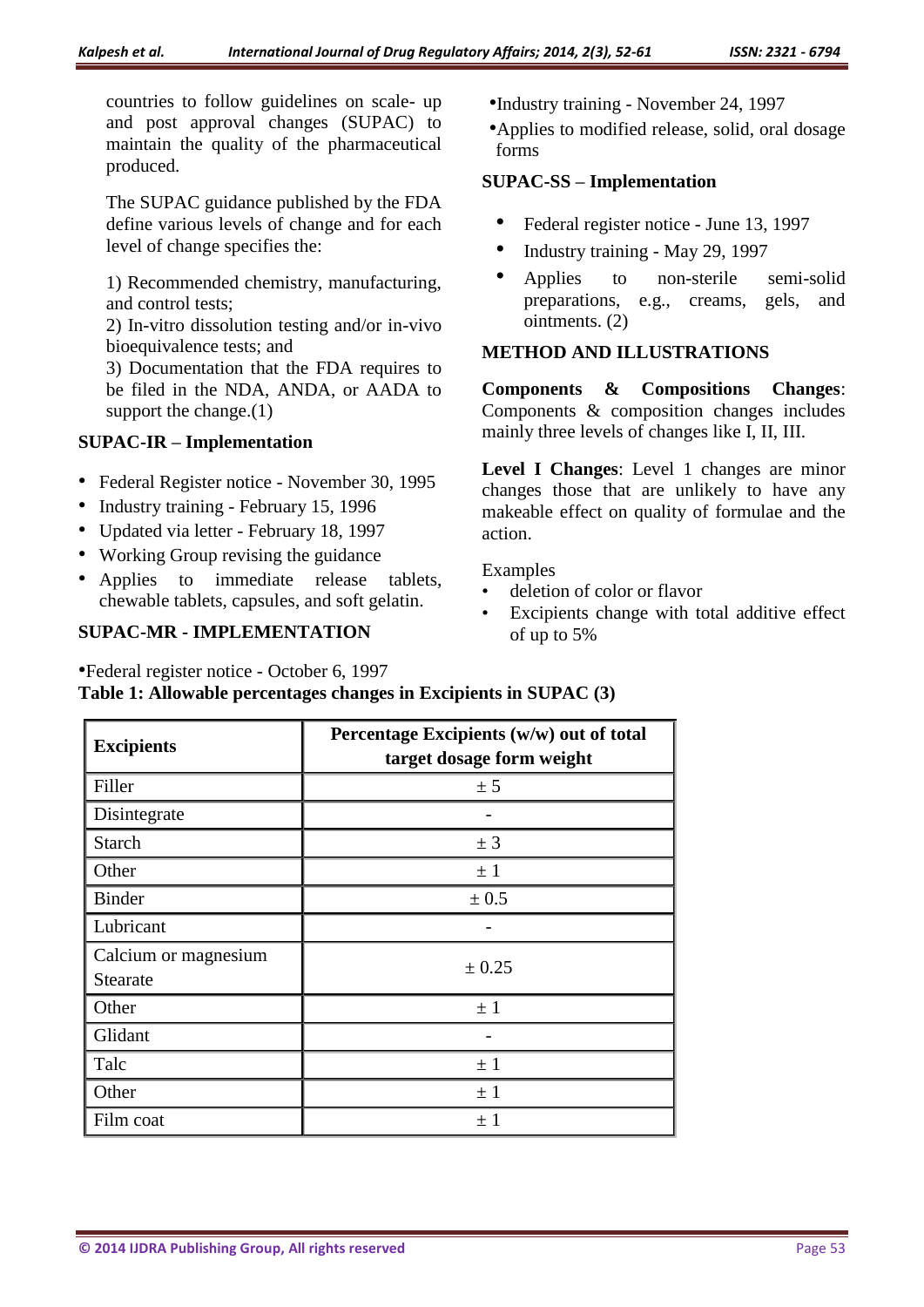countries to follow guidelines on scale- up and post approval changes (SUPAC) to maintain the quality of the pharmaceutical produced.

The SUPAC guidance published by the FDA define various levels of change and for each level of change specifies the:

1) Recommended chemistry, manufacturing, and control tests;
2) In-vitro dissolution testing and/or in-vivo bioequivalence tests; and
3) Documentation that the FDA requires to be filed in the NDA, ANDA, or AADA to support the change.(1)

### SUPAC-IR – Implementation

- Federal Register notice - November 30, 1995
- Industry training - February 15, 1996
- Updated via letter - February 18, 1997
- Working Group revising the guidance
- Applies to immediate release tablets, chewable tablets, capsules, and soft gelatin.

### SUPAC-MR - IMPLEMENTATION

- Federal register notice - October 6, 1997
- Industry training - November 24, 1997
- Applies to modified release, solid, oral dosage forms

### SUPAC-SS – Implementation

- Federal register notice - June 13, 1997
- Industry training - May 29, 1997
- Applies to non-sterile semi-solid preparations, e.g., creams, gels, and ointments. (2)

### METHOD AND ILLUSTRATIONS

**Components & Compositions Changes**: Components & composition changes includes mainly three levels of changes like I, II, III.

**Level I Changes**: Level 1 changes are minor changes those that are unlikely to have any makeable effect on quality of formulae and the action.

Examples

- deletion of color or flavor
- Excipients change with total additive effect of up to 5%

**Table 1: Allowable percentages changes in Excipients in SUPAC (3)**

| Excipients | Percentage Excipients (w/w) out of total target dosage form weight |
|---|---|
| Filler | ± 5 |
| Disintegrate | - |
| Starch | ± 3 |
| Other | ± 1 |
| Binder | ± 0.5 |
| Lubricant | - |
| Calcium or magnesium Stearate | ± 0.25 |
| Other | ± 1 |
| Glidant | - |
| Talc | ± 1 |
| Other | ± 1 |
| Film coat | ± 1 |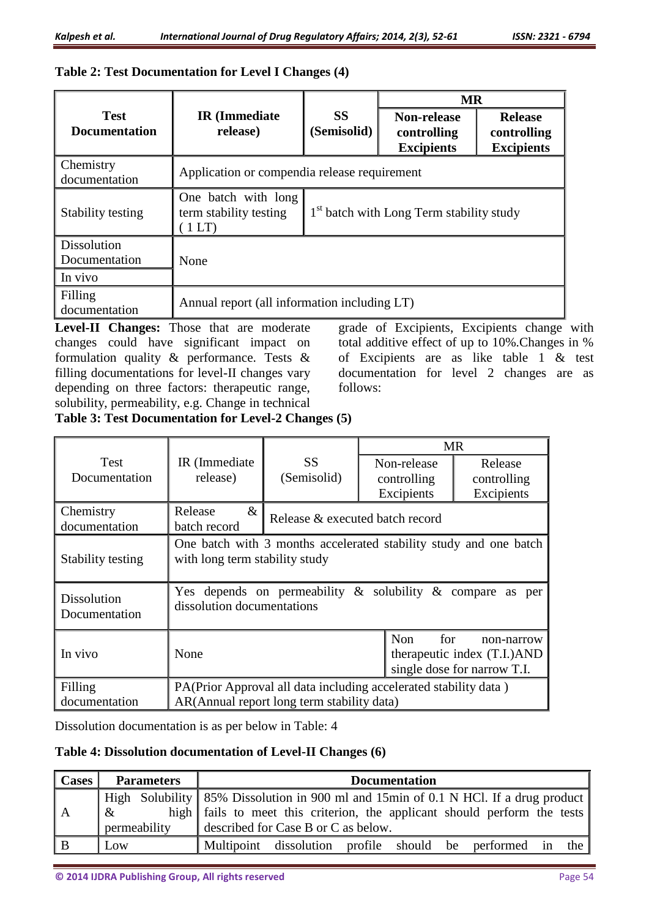**Table 2: Test Documentation for Level I Changes (4)**

| Test Documentation | IR (Immediate release) | SS (Semisolid) | MR | |
|---|---|---|---|---|
| | | | Non-release controlling Excipients | Release controlling Excipients |
| Chemistry documentation | Application or compendia release requirement | | | |
| Stability testing | One batch with long term stability testing ( 1 LT) | 1st batch with Long Term stability study | | |
| Dissolution Documentation | None | | | |
| In vivo | | | | |
| Filling documentation | Annual report (all information including LT) | | | |

**Level-II Changes:** Those that are moderate changes could have significant impact on formulation quality & performance. Tests & filling documentations for level-II changes vary depending on three factors: therapeutic range, solubility, permeability, e.g. Change in technical grade of Excipients, Excipients change with total additive effect of up to 10%.Changes in % of Excipients are as like table 1 & test documentation for level 2 changes are as follows:

**Table 3: Test Documentation for Level-2 Changes (5)**

| Test Documentation | IR (Immediate release) | SS (Semisolid) | MR | |
|---|---|---|---|---|
| | | | Non-release controlling Excipients | Release controlling Excipients |
| Chemistry documentation | Release & batch record | Release & executed batch record | | |
| Stability testing | One batch with 3 months accelerated stability study and one batch with long term stability study | | | |
| Dissolution Documentation | Yes depends on permeability & solubility & compare as per dissolution documentations | | | |
| In vivo | None | | Non for non-narrow therapeutic index (T.I.)AND single dose for narrow T.I. | |
| Filling documentation | PA(Prior Approval all data including accelerated stability data ) AR(Annual report long term stability data) | | | |

Dissolution documentation is as per below in Table: 4

**Table 4: Dissolution documentation of Level-II Changes (6)**

| Cases | Parameters | Documentation |
|---|---|---|
| A | High Solubility & high permeability | 85% Dissolution in 900 ml and 15min of 0.1 N HCl. If a drug product fails to meet this criterion, the applicant should perform the tests described for Case B or C as below. |
| B | Low | Multipoint dissolution profile should be performed in the |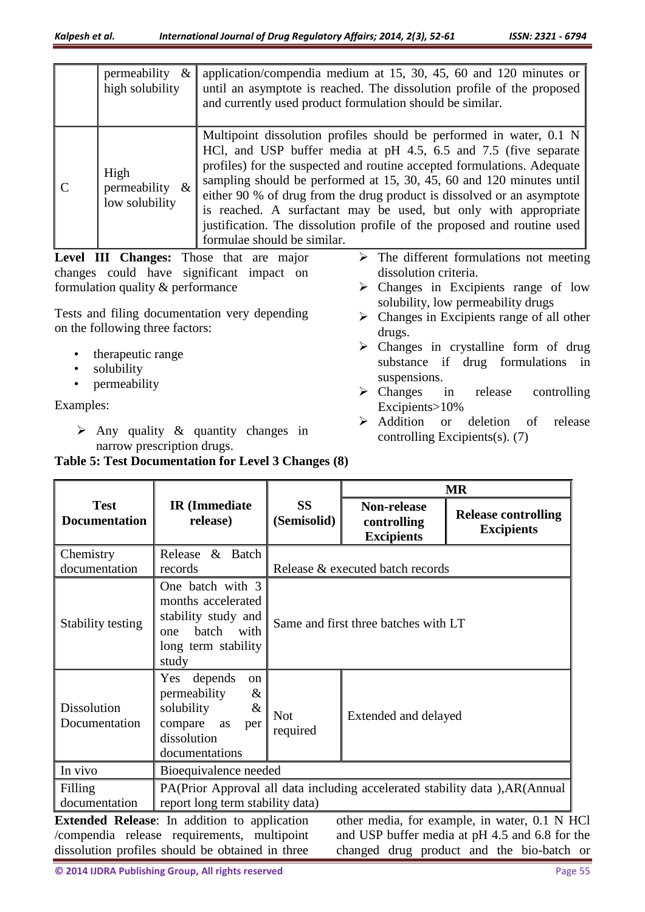| | permeability & high solubility | application/compendia medium at 15, 30, 45, 60 and 120 minutes or until an asymptote is reached. The dissolution profile of the proposed and currently used product formulation should be similar. |
|---|---|---|
| C | High permeability & low solubility | Multipoint dissolution profiles should be performed in water, 0.1 N HCl, and USP buffer media at pH 4.5, 6.5 and 7.5 (five separate profiles) for the suspected and routine accepted formulations. Adequate sampling should be performed at 15, 30, 45, 60 and 120 minutes until either 90 % of drug from the drug product is dissolved or an asymptote is reached. A surfactant may be used, but only with appropriate justification. The dissolution profile of the proposed and routine used formulae should be similar. |

**Level III Changes:** Those that are major changes could have significant impact on formulation quality & performance

Tests and filing documentation very depending on the following three factors:

- therapeutic range
- solubility
- permeability

Examples:

- Any quality & quantity changes in narrow prescription drugs.
- The different formulations not meeting dissolution criteria.
- Changes in Excipients range of low solubility, low permeability drugs
- Changes in Excipients range of all other drugs.
- Changes in crystalline form of drug substance if drug formulations in suspensions.
- Changes in release controlling Excipients>10%
- Addition or deletion of release controlling Excipients(s). (7)

**Table 5: Test Documentation for Level 3 Changes (8)**

| Test Documentation | IR (Immediate release) | SS (Semisolid) | MR | |
|---|---|---|---|---|
| | | | Non-release controlling Excipients | Release controlling Excipients |
| Chemistry documentation | Release & Batch records | Release & executed batch records | | |
| Stability testing | One batch with 3 months accelerated stability study and one batch with long term stability study | Same and first three batches with LT | | |
| Dissolution Documentation | Yes depends on permeability & solubility & compare as per dissolution documentations | Not required | Extended and delayed | |
| In vivo | Bioequivalence needed | | | |
| Filling documentation | PA(Prior Approval all data including accelerated stability data ),AR(Annual report long term stability data) | | | |

**Extended Release**: In addition to application /compendia release requirements, multipoint dissolution profiles should be obtained in three other media, for example, in water, 0.1 N HCl and USP buffer media at pH 4.5 and 6.8 for the changed drug product and the bio-batch or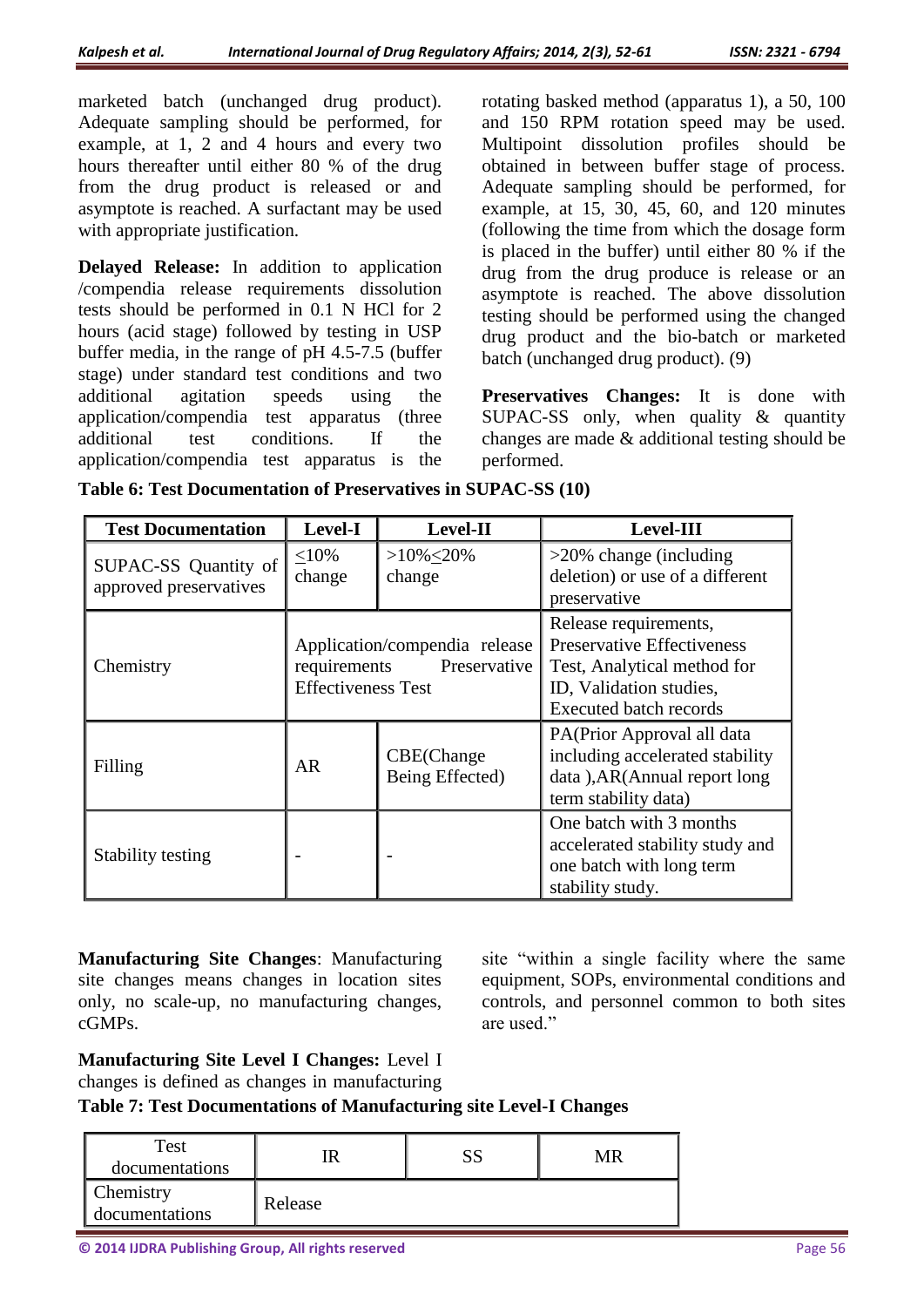marketed batch (unchanged drug product). Adequate sampling should be performed, for example, at 1, 2 and 4 hours and every two hours thereafter until either 80 % of the drug from the drug product is released or and asymptote is reached. A surfactant may be used with appropriate justification.

**Delayed Release:** In addition to application /compendia release requirements dissolution tests should be performed in 0.1 N HCl for 2 hours (acid stage) followed by testing in USP buffer media, in the range of pH 4.5-7.5 (buffer stage) under standard test conditions and two additional agitation speeds using the application/compendia test apparatus (three additional test conditions. If the application/compendia test apparatus is the rotating basked method (apparatus 1), a 50, 100 and 150 RPM rotation speed may be used. Multipoint dissolution profiles should be obtained in between buffer stage of process. Adequate sampling should be performed, for example, at 15, 30, 45, 60, and 120 minutes (following the time from which the dosage form is placed in the buffer) until either 80 % if the drug from the drug produce is release or an asymptote is reached. The above dissolution testing should be performed using the changed drug product and the bio-batch or marketed batch (unchanged drug product). (9)

**Preservatives Changes:** It is done with SUPAC-SS only, when quality & quantity changes are made & additional testing should be performed.

**Table 6: Test Documentation of Preservatives in SUPAC-SS (10)**

| Test Documentation | Level-I | Level-II | Level-III |
|---|---|---|---|
| SUPAC-SS Quantity of approved preservatives | ≤10% change | >10%≤20% change | >20% change (including deletion) or use of a different preservative |
| Chemistry | Application/compendia release requirements Preservative Effectiveness Test | | Release requirements, Preservative Effectiveness Test, Analytical method for ID, Validation studies, Executed batch records |
| Filling | AR | CBE(Change Being Effected) | PA(Prior Approval all data including accelerated stability data ),AR(Annual report long term stability data) |
| Stability testing | - | - | One batch with 3 months accelerated stability study and one batch with long term stability study. |

**Manufacturing Site Changes**: Manufacturing site changes means changes in location sites only, no scale-up, no manufacturing changes, cGMPs.

**Manufacturing Site Level I Changes:** Level I changes is defined as changes in manufacturing site "within a single facility where the same equipment, SOPs, environmental conditions and controls, and personnel common to both sites are used."

**Table 7: Test Documentations of Manufacturing site Level-I Changes**

| Test documentations | IR | SS | MR |
|---|---|---|---|
| Chemistry documentations | Release | | |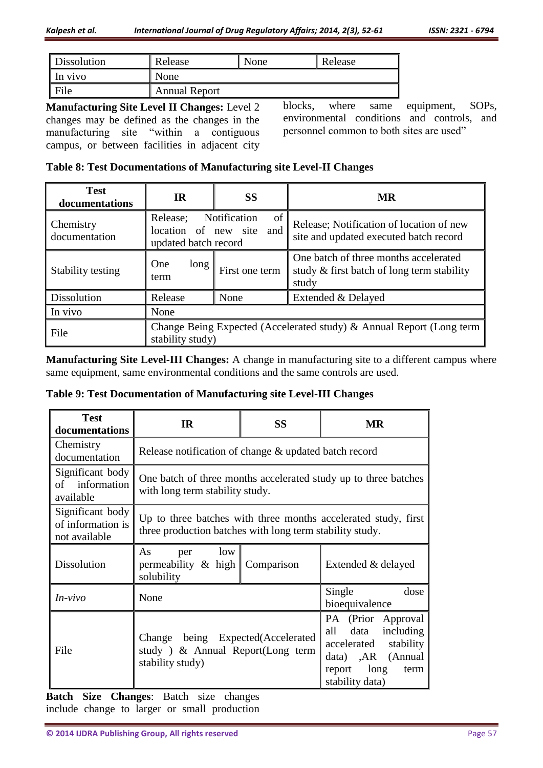| Dissolution | Release | None | Release |
|---|---|---|---|
| In vivo | None | | |
| File | Annual Report | | |

**Manufacturing Site Level II Changes:** Level 2 changes may be defined as the changes in the manufacturing site "within a contiguous campus, or between facilities in adjacent city blocks, where same equipment, SOPs, environmental conditions and controls, and personnel common to both sites are used"

**Table 8: Test Documentations of Manufacturing site Level-II Changes**

| Test documentations | IR | SS | MR |
|---|---|---|---|
| Chemistry documentation | Release; Notification of location of new site and updated batch record | | Release; Notification of location of new site and updated executed batch record |
| Stability testing | One long term | First one term | One batch of three months accelerated study & first batch of long term stability study |
| Dissolution | Release | None | Extended & Delayed |
| In vivo | None | | |
| File | Change Being Expected (Accelerated study) & Annual Report (Long term stability study) | | |

**Manufacturing Site Level-III Changes:** A change in manufacturing site to a different campus where same equipment, same environmental conditions and the same controls are used.

**Table 9: Test Documentation of Manufacturing site Level-III Changes**

| Test documentations | IR | SS | MR |
|---|---|---|---|
| Chemistry documentation | Release notification of change & updated batch record | | |
| Significant body of information available | One batch of three months accelerated study up to three batches with long term stability study. | | |
| Significant body of information is not available | Up to three batches with three months accelerated study, first three production batches with long term stability study. | | |
| Dissolution | As per low permeability & high solubility | Comparison | Extended & delayed |
| *In-vivo* | None | | Single dose bioequivalence |
| File | Change being Expected(Accelerated study ) & Annual Report(Long term stability study) | | PA (Prior Approval all data including accelerated stability data) ,AR (Annual report long term stability data) |

**Batch Size Changes**: Batch size changes include change to larger or small production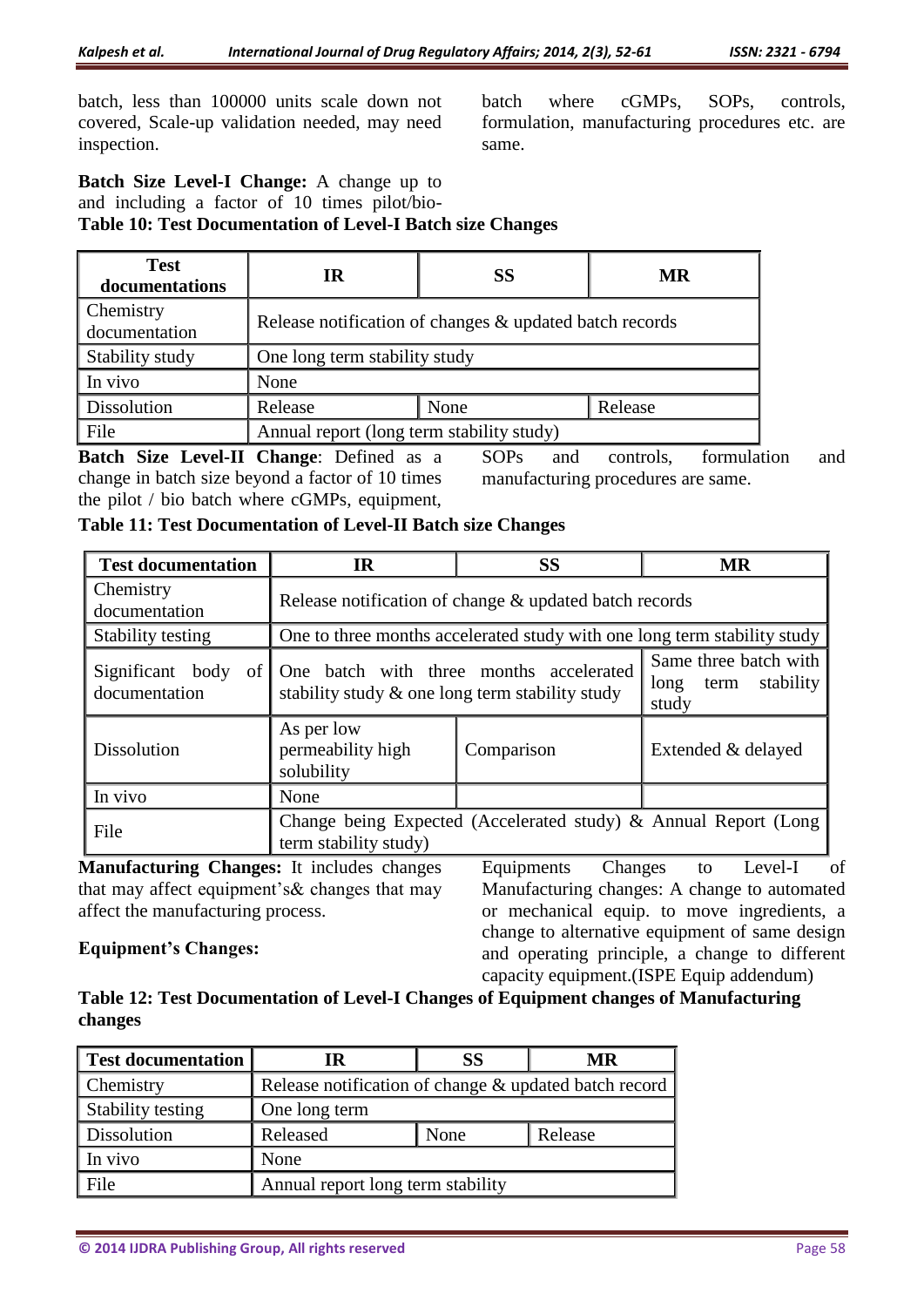batch, less than 100000 units scale down not covered, Scale-up validation needed, may need inspection.

**Batch Size Level-I Change:** A change up to and including a factor of 10 times pilot/bio-batch where cGMPs, SOPs, controls, formulation, manufacturing procedures etc. are same.

**Table 10: Test Documentation of Level-I Batch size Changes**

| Test documentations | IR | SS | MR |
|---|---|---|---|
| Chemistry documentation | Release notification of changes & updated batch records | | |
| Stability study | One long term stability study | | |
| In vivo | None | | |
| Dissolution | Release | None | Release |
| File | Annual report (long term stability study) | | |

**Batch Size Level-II Change**: Defined as a change in batch size beyond a factor of 10 times the pilot / bio batch where cGMPs, equipment, SOPs and controls, formulation and manufacturing procedures are same.

**Table 11: Test Documentation of Level-II Batch size Changes**

| Test documentation | IR | SS | MR |
|---|---|---|---|
| Chemistry documentation | Release notification of change & updated batch records | | |
| Stability testing | One to three months accelerated study with one long term stability study | | |
| Significant body of documentation | One batch with three months accelerated stability study & one long term stability study | | Same three batch with long term stability study |
| Dissolution | As per low permeability high solubility | Comparison | Extended & delayed |
| In vivo | None | | |
| File | Change being Expected (Accelerated study) & Annual Report (Long term stability study) | | |

**Manufacturing Changes:** It includes changes that may affect equipment's& changes that may affect the manufacturing process.

**Equipment's Changes:**

Equipments Changes to Level-I of Manufacturing changes: A change to automated or mechanical equip. to move ingredients, a change to alternative equipment of same design and operating principle, a change to different capacity equipment.(ISPE Equip addendum)

**Table 12: Test Documentation of Level-I Changes of Equipment changes of Manufacturing changes**

| Test documentation | IR | SS | MR |
|---|---|---|---|
| Chemistry | Release notification of change & updated batch record | | |
| Stability testing | One long term | | |
| Dissolution | Released | None | Release |
| In vivo | None | | |
| File | Annual report long term stability | | |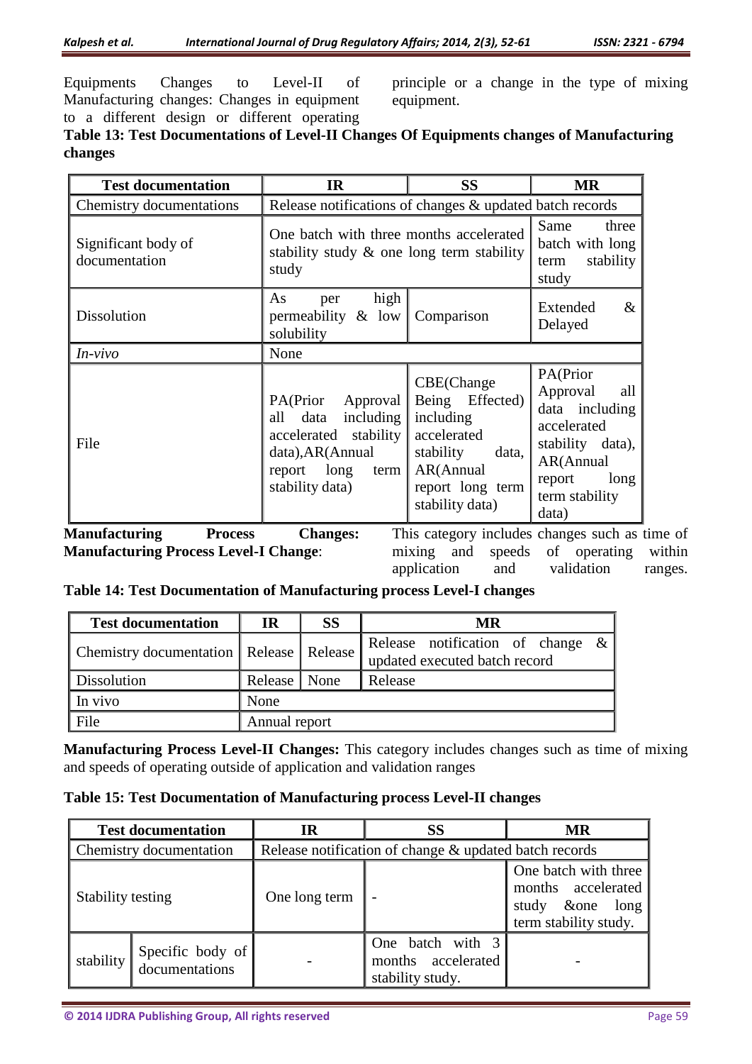Equipments Changes to Level-II of Manufacturing changes: Changes in equipment to a different design or different operating principle or a change in the type of mixing equipment.

**Table 13: Test Documentations of Level-II Changes Of Equipments changes of Manufacturing changes**

| Test documentation | IR | SS | MR |
|---|---|---|---|
| Chemistry documentations | Release notifications of changes & updated batch records | | |
| Significant body of documentation | One batch with three months accelerated stability study & one long term stability study | | Same three batch with long term stability study |
| Dissolution | As per high permeability & low solubility | Comparison | Extended & Delayed |
| *In-vivo* | None | | |
| File | PA(Prior Approval all data including accelerated stability data),AR(Annual report long term stability data) | CBE(Change Being Effected) including accelerated stability data, AR(Annual report long term stability data) | PA(Prior Approval all data including accelerated stability data), AR(Annual report long term stability data) |

**Manufacturing Process Changes: Manufacturing Process Level-I Change**: This category includes changes such as time of mixing and speeds of operating within application and validation ranges.

**Table 14: Test Documentation of Manufacturing process Level-I changes**

| Test documentation | IR | SS | MR |
|---|---|---|---|
| Chemistry documentation | Release | Release | Release notification of change & updated executed batch record |
| Dissolution | Release | None | Release |
| In vivo | None | | |
| File | Annual report | | |

**Manufacturing Process Level-II Changes:** This category includes changes such as time of mixing and speeds of operating outside of application and validation ranges

**Table 15: Test Documentation of Manufacturing process Level-II changes**

| Test documentation | | IR | SS | MR |
|---|---|---|---|---|
| Chemistry documentation | | Release notification of change & updated batch records | | |
| Stability testing | | One long term | - | One batch with three months accelerated study &one long term stability study. |
| stability | Specific body of documentations | - | One batch with 3 months accelerated stability study. | - |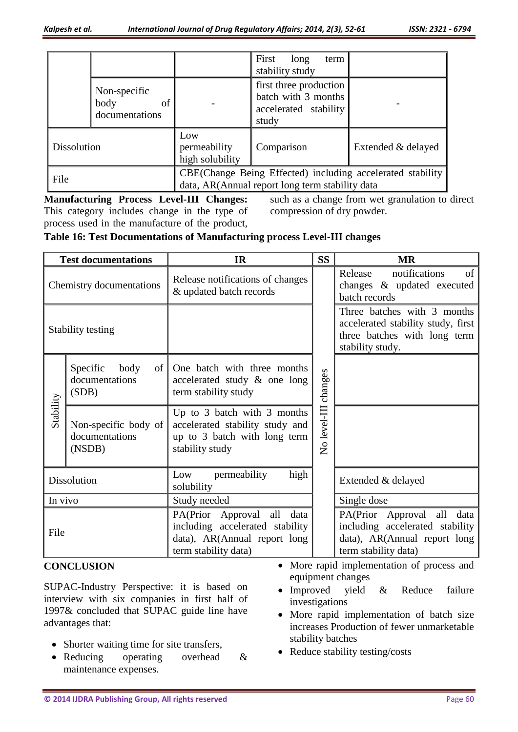| | | | | |
|---|---|---|---|---|
| | | | First long term stability study | |
| | Non-specific body of documentations | - | first three production batch with 3 months accelerated stability study | - |
| Dissolution | | Low permeability high solubility | Comparison | Extended & delayed |
| File | | CBE(Change Being Effected) including accelerated stability data, AR(Annual report long term stability data | | |

**Manufacturing Process Level-III Changes:** This category includes change in the type of process used in the manufacture of the product, such as a change from wet granulation to direct compression of dry powder.

**Table 16: Test Documentations of Manufacturing process Level-III changes**

| Test documentations | | IR | SS | MR |
|---|---|---|---|---|
| Chemistry documentations | | Release notifications of changes & updated batch records | No level-III changes | Release notifications of changes & updated executed batch records |
| Stability testing | | | | Three batches with 3 months accelerated stability study, first three batches with long term stability study. |
| Stability | Specific body of documentations (SDB) | One batch with three months accelerated study & one long term stability study | | |
| | Non-specific body of documentations (NSDB) | Up to 3 batch with 3 months accelerated stability study and up to 3 batch with long term stability study | | |
| Dissolution | | Low permeability high solubility | | Extended & delayed |
| In vivo | | Study needed | | Single dose |
| File | | PA(Prior Approval all data including accelerated stability data), AR(Annual report long term stability data) | | PA(Prior Approval all data including accelerated stability data), AR(Annual report long term stability data) |

## CONCLUSION

SUPAC-Industry Perspective: it is based on interview with six companies in first half of 1997& concluded that SUPAC guide line have advantages that:

- Shorter waiting time for site transfers,
- Reducing operating overhead & maintenance expenses.
- More rapid implementation of process and equipment changes
- Improved yield & Reduce failure investigations
- More rapid implementation of batch size increases Production of fewer unmarketable stability batches
- Reduce stability testing/costs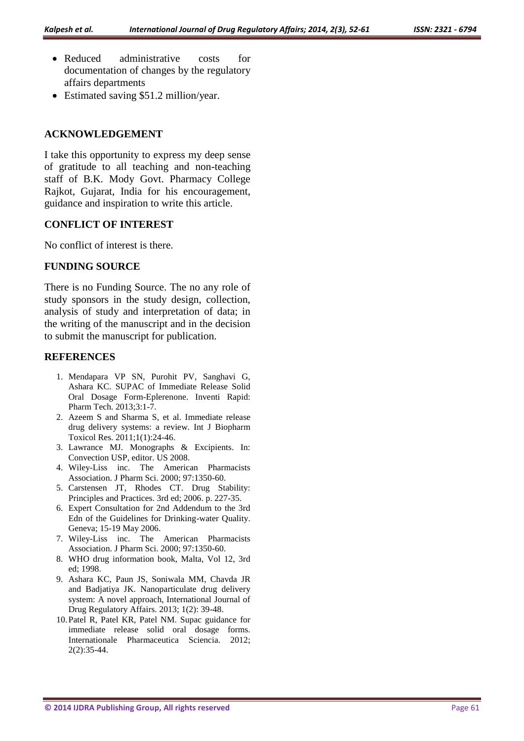- Reduced administrative costs for documentation of changes by the regulatory affairs departments
- Estimated saving $51.2 million/year.

## ACKNOWLEDGEMENT

I take this opportunity to express my deep sense of gratitude to all teaching and non-teaching staff of B.K. Mody Govt. Pharmacy College Rajkot, Gujarat, India for his encouragement, guidance and inspiration to write this article.

## CONFLICT OF INTEREST

No conflict of interest is there.

## FUNDING SOURCE

There is no Funding Source. The no any role of study sponsors in the study design, collection, analysis of study and interpretation of data; in the writing of the manuscript and in the decision to submit the manuscript for publication.

## REFERENCES

1. Mendapara VP SN, Purohit PV, Sanghavi G, Ashara KC. SUPAC of Immediate Release Solid Oral Dosage Form-Eplerenone. Inventi Rapid: Pharm Tech. 2013;3:1-7.
2. Azeem S and Sharma S, et al. Immediate release drug delivery systems: a review. Int J Biopharm Toxicol Res. 2011;1(1):24-46.
3. Lawrance MJ. Monographs & Excipients. In: Convection USP, editor. US 2008.
4. Wiley-Liss inc. The American Pharmacists Association. J Pharm Sci. 2000; 97:1350-60.
5. Carstensen JT, Rhodes CT. Drug Stability: Principles and Practices. 3rd ed; 2006. p. 227-35.
6. Expert Consultation for 2nd Addendum to the 3rd Edn of the Guidelines for Drinking-water Quality. Geneva; 15-19 May 2006.
7. Wiley-Liss inc. The American Pharmacists Association. J Pharm Sci. 2000; 97:1350-60.
8. WHO drug information book, Malta, Vol 12, 3rd ed; 1998.
9. Ashara KC, Paun JS, Soniwala MM, Chavda JR and Badjatiya JK. Nanoparticulate drug delivery system: A novel approach, International Journal of Drug Regulatory Affairs. 2013; 1(2): 39-48.
10. Patel R, Patel KR, Patel NM. Supac guidance for immediate release solid oral dosage forms. Internationale Pharmaceutica Sciencia. 2012; 2(2):35-44.